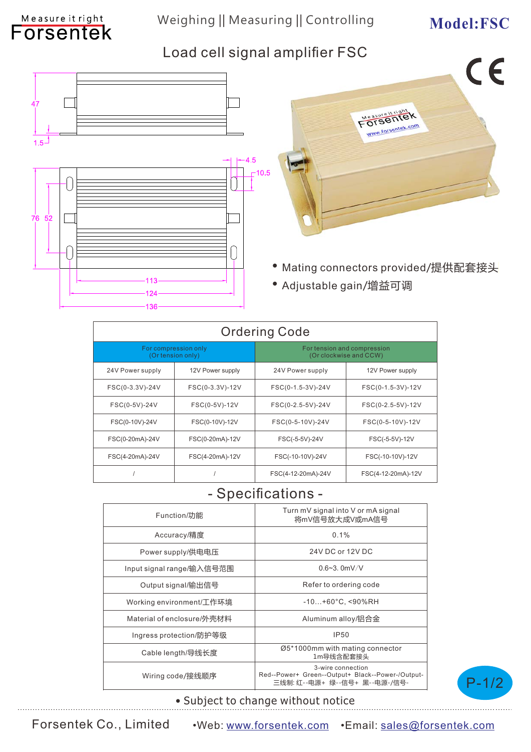Measure it right
Forsentek

Weighing || Measuring || Controlling

**Model:FSC**

# Load cell signal amplifier FSC

- Mating connectors provided/提供配套接头
- Adjustable gain/增益可调

## Ordering Code

| For compression only (Or tension only) | | For tension and compression (Or clockwise and CCW) | |
|---|---|---|---|
| 24V Power supply | 12V Power supply | 24V Power supply | 12V Power supply |
| FSC(0-3.3V)-24V | FSC(0-3.3V)-12V | FSC(0-1.5-3V)-24V | FSC(0-1.5-3V)-12V |
| FSC(0-5V)-24V | FSC(0-5V)-12V | FSC(0-2.5-5V)-24V | FSC(0-2.5-5V)-12V |
| FSC(0-10V)-24V | FSC(0-10V)-12V | FSC(0-5-10V)-24V | FSC(0-5-10V)-12V |
| FSC(0-20mA)-24V | FSC(0-20mA)-12V | FSC(-5-5V)-24V | FSC(-5-5V)-12V |
| FSC(4-20mA)-24V | FSC(4-20mA)-12V | FSC(-10-10V)-24V | FSC(-10-10V)-12V |
| / | / | FSC(4-12-20mA)-24V | FSC(4-12-20mA)-12V |

## - Specifications -

| | |
|---|---|
| Function/功能 | Turn mV signal into V or mA signal 将mV信号放大成V或mA信号 |
| Accuracy/精度 | 0.1% |
| Power supply/供电电压 | 24V DC or 12V DC |
| Input signal range/输入信号范围 | 0.6~3. 0mV/V |
| Output signal/输出信号 | Refer to ordering code |
| Working environment/工作环境 | -10...+60°C, <90%RH |
| Material of enclosure/外壳材料 | Aluminum alloy/铝合金 |
| Ingress protection/防护等级 | IP50 |
| Cable length/导线长度 | Ø5*1000mm with mating connector 1m导线含配套接头 |
| Wiring code/接线顺序 | 3-wire connection Red--Power+ Green--Output+ Black--Power-/Output- 三线制: 红--电源+ 绿--信号+ 黑--电源-/信号- |

- Subject to change without notice

Forsentek Co., Limited •Web: www.forsentek.com •Email: sales@forsentek.com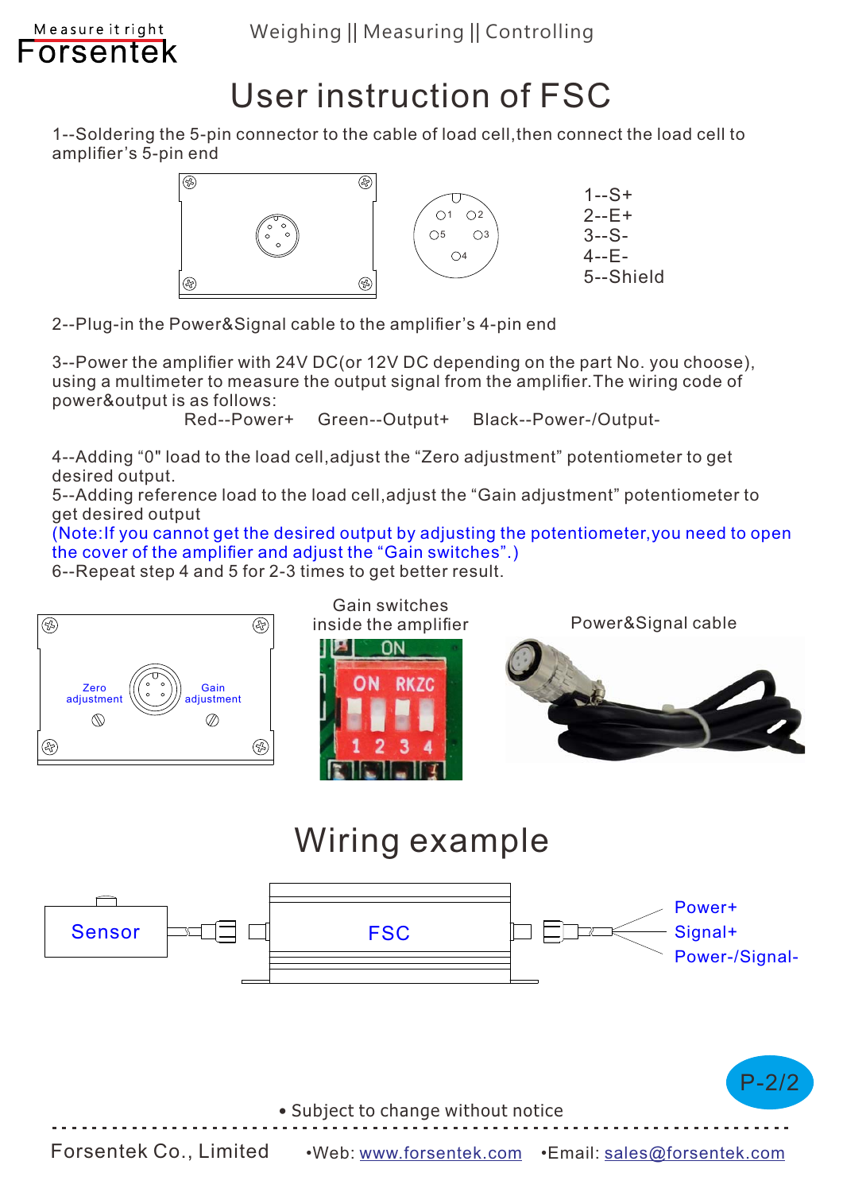Measure it right
Forsentek

Weighing || Measuring || Controlling

# User instruction of FSC

1--Soldering the 5-pin connector to the cable of load cell,then connect the load cell to amplifier's 5-pin end

1--S+
2--E+
3--S-
4--E-
5--Shield

2--Plug-in the Power&Signal cable to the amplifier's 4-pin end

3--Power the amplifier with 24V DC(or 12V DC depending on the part No. you choose), using a multimeter to measure the output signal from the amplifier.The wiring code of power&output is as follows:

Red--Power+ Green--Output+ Black--Power-/Output-

4--Adding "0" load to the load cell,adjust the "Zero adjustment" potentiometer to get desired output.
5--Adding reference load to the load cell,adjust the "Gain adjustment" potentiometer to get desired output
(Note:If you cannot get the desired output by adjusting the potentiometer,you need to open the cover of the amplifier and adjust the "Gain switches".)
6--Repeat step 4 and 5 for 2-3 times to get better result.

Zero adjustment
Gain adjustment

Gain switches inside the amplifier

ON RKZC
1 2 3 4

Power&Signal cable

# Wiring example

Sensor
FSC
Power+
Signal+
Power-/Signal-

• Subject to change without notice

Forsentek Co., Limited •Web: www.forsentek.com •Email: sales@forsentek.com